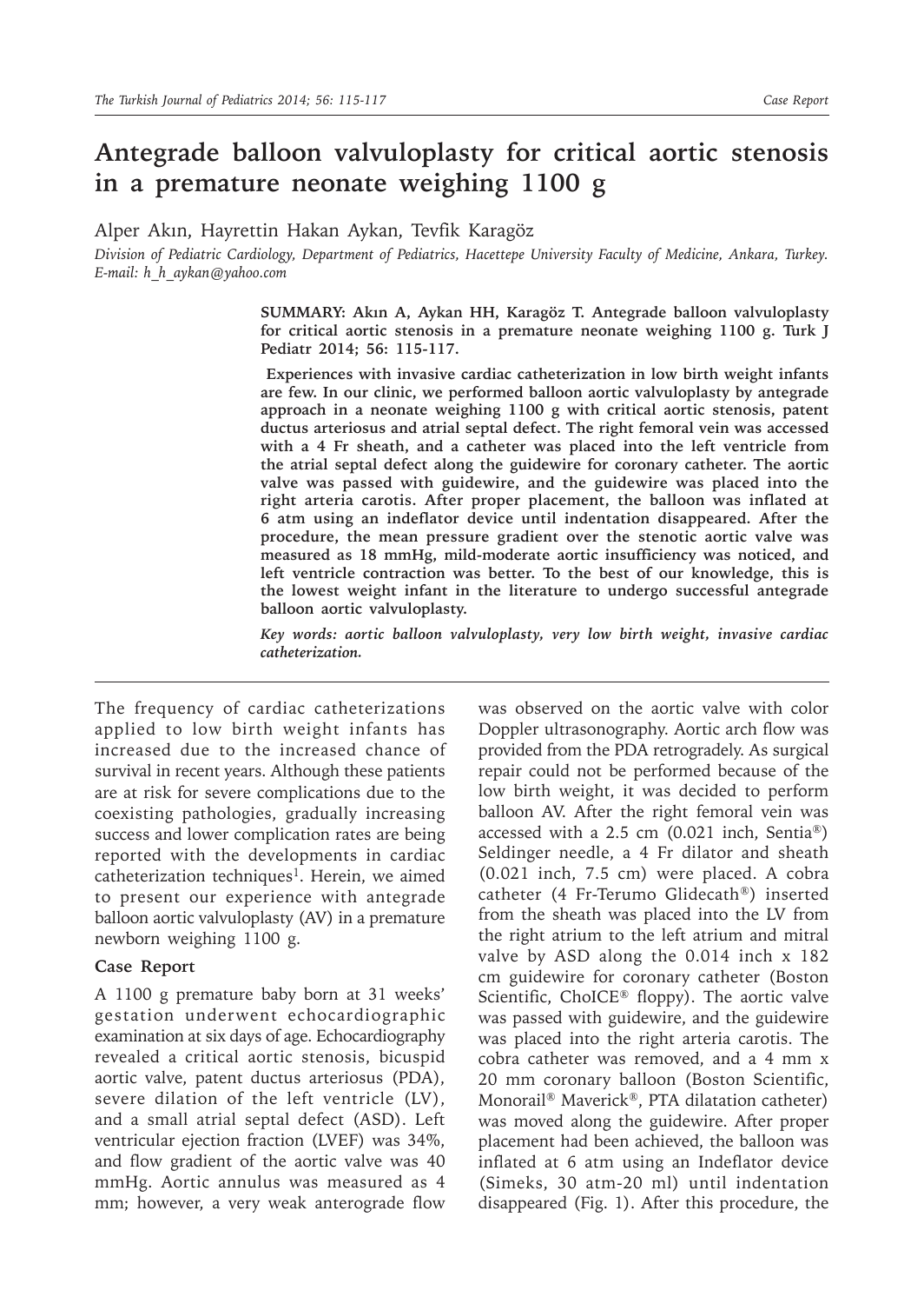# Antegrade balloon valvuloplasty for critical aortic stenosis in a premature neonate weighing 1100 g

Alper Akın, Hayrettin Hakan Aykan, Tevfik Karagöz

*Division of Pediatric Cardiology, Department of Pediatrics, Hacettepe University Faculty of Medicine, Ankara, Turkey. E-mail: h_h_aykan@yahoo.com*

**SUMMARY: Akın A, Aykan HH, Karagöz T. Antegrade balloon valvuloplasty for critical aortic stenosis in a premature neonate weighing 1100 g. Turk J Pediatr 2014; 56: 115-117.**

**Experiences with invasive cardiac catheterization in low birth weight infants are few. In our clinic, we performed balloon aortic valvuloplasty by antegrade approach in a neonate weighing 1100 g with critical aortic stenosis, patent ductus arteriosus and atrial septal defect. The right femoral vein was accessed with a 4 Fr sheath, and a catheter was placed into the left ventricle from the atrial septal defect along the guidewire for coronary catheter. The aortic valve was passed with guidewire, and the guidewire was placed into the right arteria carotis. After proper placement, the balloon was inflated at 6 atm using an indeflator device until indentation disappeared. After the procedure, the mean pressure gradient over the stenotic aortic valve was measured as 18 mmHg, mild-moderate aortic insufficiency was noticed, and left ventricle contraction was better. To the best of our knowledge, this is the lowest weight infant in the literature to undergo successful antegrade balloon aortic valvuloplasty.**

***Key words: aortic balloon valvuloplasty, very low birth weight, invasive cardiac catheterization.***

The frequency of cardiac catheterizations applied to low birth weight infants has increased due to the increased chance of survival in recent years. Although these patients are at risk for severe complications due to the coexisting pathologies, gradually increasing success and lower complication rates are being reported with the developments in cardiac catheterization techniques[1]. Herein, we aimed to present our experience with antegrade balloon aortic valvuloplasty (AV) in a premature newborn weighing 1100 g.

### Case Report

A 1100 g premature baby born at 31 weeks' gestation underwent echocardiographic examination at six days of age. Echocardiography revealed a critical aortic stenosis, bicuspid aortic valve, patent ductus arteriosus (PDA), severe dilation of the left ventricle (LV), and a small atrial septal defect (ASD). Left ventricular ejection fraction (LVEF) was 34%, and flow gradient of the aortic valve was 40 mmHg. Aortic annulus was measured as 4 mm; however, a very weak anterograde flow was observed on the aortic valve with color Doppler ultrasonography. Aortic arch flow was provided from the PDA retrogradely. As surgical repair could not be performed because of the low birth weight, it was decided to perform balloon AV. After the right femoral vein was accessed with a 2.5 cm (0.021 inch, Sentia®) Seldinger needle, a 4 Fr dilator and sheath (0.021 inch, 7.5 cm) were placed. A cobra catheter (4 Fr-Terumo Glidecath®) inserted from the sheath was placed into the LV from the right atrium to the left atrium and mitral valve by ASD along the 0.014 inch x 182 cm guidewire for coronary catheter (Boston Scientific, ChoICE® floppy). The aortic valve was passed with guidewire, and the guidewire was placed into the right arteria carotis. The cobra catheter was removed, and a 4 mm x 20 mm coronary balloon (Boston Scientific, Monorail® Maverick®, PTA dilatation catheter) was moved along the guidewire. After proper placement had been achieved, the balloon was inflated at 6 atm using an Indeflator device (Simeks, 30 atm-20 ml) until indentation disappeared (Fig. 1). After this procedure, the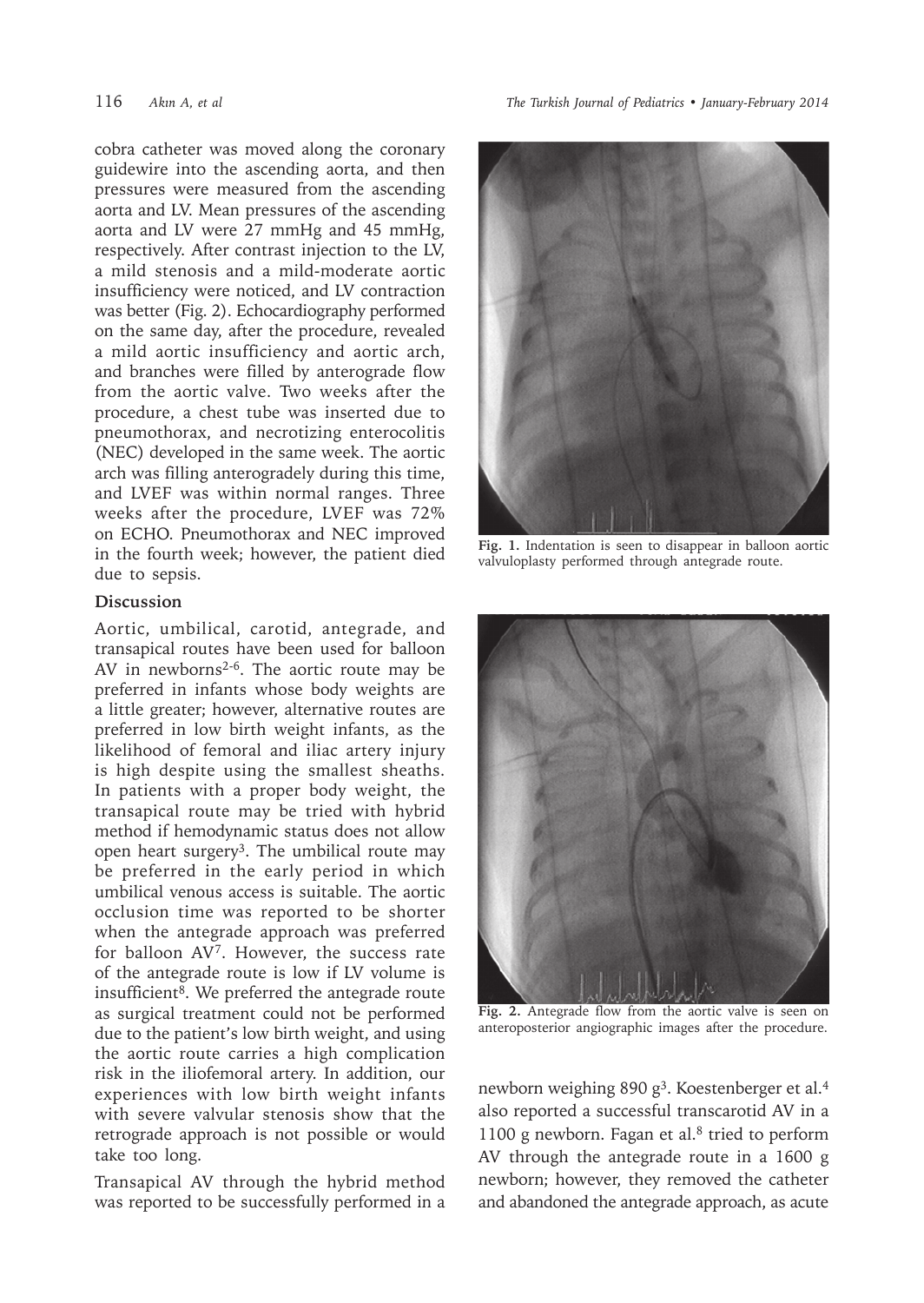cobra catheter was moved along the coronary guidewire into the ascending aorta, and then pressures were measured from the ascending aorta and LV. Mean pressures of the ascending aorta and LV were 27 mmHg and 45 mmHg, respectively. After contrast injection to the LV, a mild stenosis and a mild-moderate aortic insufficiency were noticed, and LV contraction was better (Fig. 2). Echocardiography performed on the same day, after the procedure, revealed a mild aortic insufficiency and aortic arch, and branches were filled by anterograde flow from the aortic valve. Two weeks after the procedure, a chest tube was inserted due to pneumothorax, and necrotizing enterocolitis (NEC) developed in the same week. The aortic arch was filling anterogradely during this time, and LVEF was within normal ranges. Three weeks after the procedure, LVEF was 72% on ECHO. Pneumothorax and NEC improved in the fourth week; however, the patient died due to sepsis.

**Fig. 1.** Indentation is seen to disappear in balloon aortic valvuloplasty performed through antegrade route.

**Fig. 2.** Antegrade flow from the aortic valve is seen on anteroposterior angiographic images after the procedure.

## Discussion

Aortic, umbilical, carotid, antegrade, and transapical routes have been used for balloon AV in newborns[2-6]. The aortic route may be preferred in infants whose body weights are a little greater; however, alternative routes are preferred in low birth weight infants, as the likelihood of femoral and iliac artery injury is high despite using the smallest sheaths. In patients with a proper body weight, the transapical route may be tried with hybrid method if hemodynamic status does not allow open heart surgery[3]. The umbilical route may be preferred in the early period in which umbilical venous access is suitable. The aortic occlusion time was reported to be shorter when the antegrade approach was preferred for balloon AV[7]. However, the success rate of the antegrade route is low if LV volume is insufficient[8]. We preferred the antegrade route as surgical treatment could not be performed due to the patient's low birth weight, and using the aortic route carries a high complication risk in the iliofemoral artery. In addition, our experiences with low birth weight infants with severe valvular stenosis show that the retrograde approach is not possible or would take too long.

Transapical AV through the hybrid method was reported to be successfully performed in a newborn weighing 890 g[3]. Koestenberger et al.[4] also reported a successful transcarotid AV in a 1100 g newborn. Fagan et al.[8] tried to perform AV through the antegrade route in a 1600 g newborn; however, they removed the catheter and abandoned the antegrade approach, as acute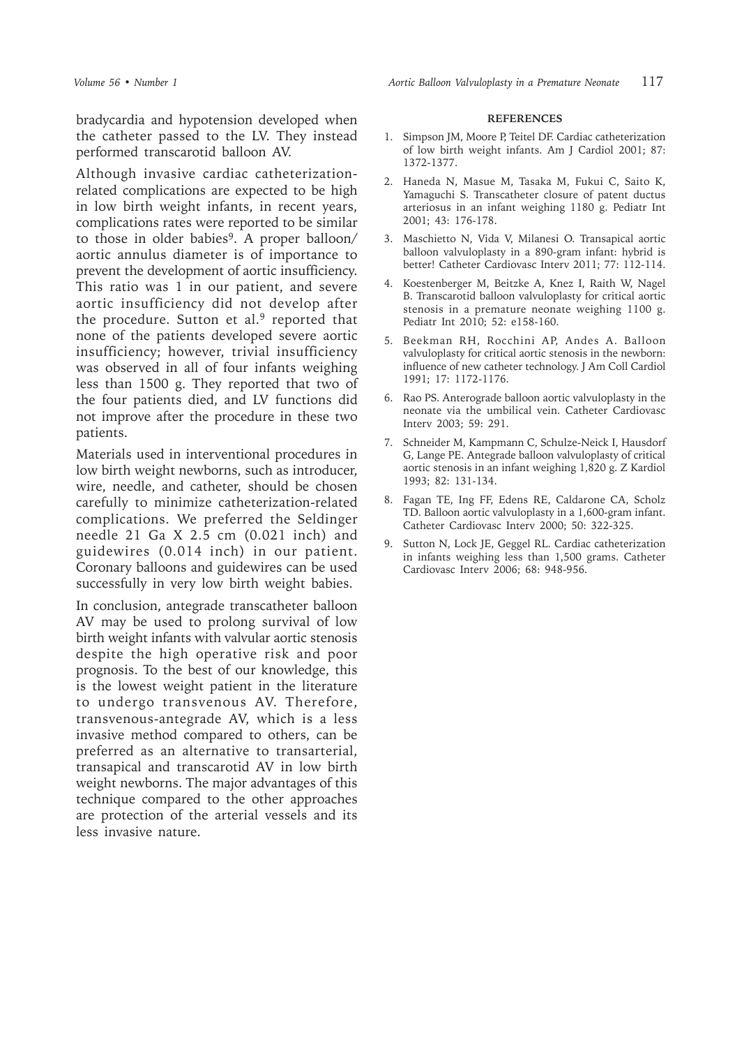bradycardia and hypotension developed when the catheter passed to the LV. They instead performed transcarotid balloon AV.

Although invasive cardiac catheterization-related complications are expected to be high in low birth weight infants, in recent years, complications rates were reported to be similar to those in older babies[9]. A proper balloon/aortic annulus diameter is of importance to prevent the development of aortic insufficiency. This ratio was 1 in our patient, and severe aortic insufficiency did not develop after the procedure. Sutton et al.[9] reported that none of the patients developed severe aortic insufficiency; however, trivial insufficiency was observed in all of four infants weighing less than 1500 g. They reported that two of the four patients died, and LV functions did not improve after the procedure in these two patients.

Materials used in interventional procedures in low birth weight newborns, such as introducer, wire, needle, and catheter, should be chosen carefully to minimize catheterization-related complications. We preferred the Seldinger needle 21 Ga X 2.5 cm (0.021 inch) and guidewires (0.014 inch) in our patient. Coronary balloons and guidewires can be used successfully in very low birth weight babies.

In conclusion, antegrade transcatheter balloon AV may be used to prolong survival of low birth weight infants with valvular aortic stenosis despite the high operative risk and poor prognosis. To the best of our knowledge, this is the lowest weight patient in the literature to undergo transvenous AV. Therefore, transvenous-antegrade AV, which is a less invasive method compared to others, can be preferred as an alternative to transarterial, transapical and transcarotid AV in low birth weight newborns. The major advantages of this technique compared to the other approaches are protection of the arterial vessels and its less invasive nature.

## REFERENCES

1. Simpson JM, Moore P, Teitel DF. Cardiac catheterization of low birth weight infants. Am J Cardiol 2001; 87: 1372-1377.
2. Haneda N, Masue M, Tasaka M, Fukui C, Saito K, Yamaguchi S. Transcatheter closure of patent ductus arteriosus in an infant weighing 1180 g. Pediatr Int 2001; 43: 176-178.
3. Maschietto N, Vida V, Milanesi O. Transapical aortic balloon valvuloplasty in a 890-gram infant: hybrid is better! Catheter Cardiovasc Interv 2011; 77: 112-114.
4. Koestenberger M, Beitzke A, Knez I, Raith W, Nagel B. Transcarotid balloon valvuloplasty for critical aortic stenosis in a premature neonate weighing 1100 g. Pediatr Int 2010; 52: e158-160.
5. Beekman RH, Rocchini AP, Andes A. Balloon valvuloplasty for critical aortic stenosis in the newborn: influence of new catheter technology. J Am Coll Cardiol 1991; 17: 1172-1176.
6. Rao PS. Anterograde balloon aortic valvuloplasty in the neonate via the umbilical vein. Catheter Cardiovasc Interv 2003; 59: 291.
7. Schneider M, Kampmann C, Schulze-Neick I, Hausdorf G, Lange PE. Antegrade balloon valvuloplasty of critical aortic stenosis in an infant weighing 1,820 g. Z Kardiol 1993; 82: 131-134.
8. Fagan TE, Ing FF, Edens RE, Caldarone CA, Scholz TD. Balloon aortic valvuloplasty in a 1,600-gram infant. Catheter Cardiovasc Interv 2000; 50: 322-325.
9. Sutton N, Lock JE, Geggel RL. Cardiac catheterization in infants weighing less than 1,500 grams. Catheter Cardiovasc Interv 2006; 68: 948-956.